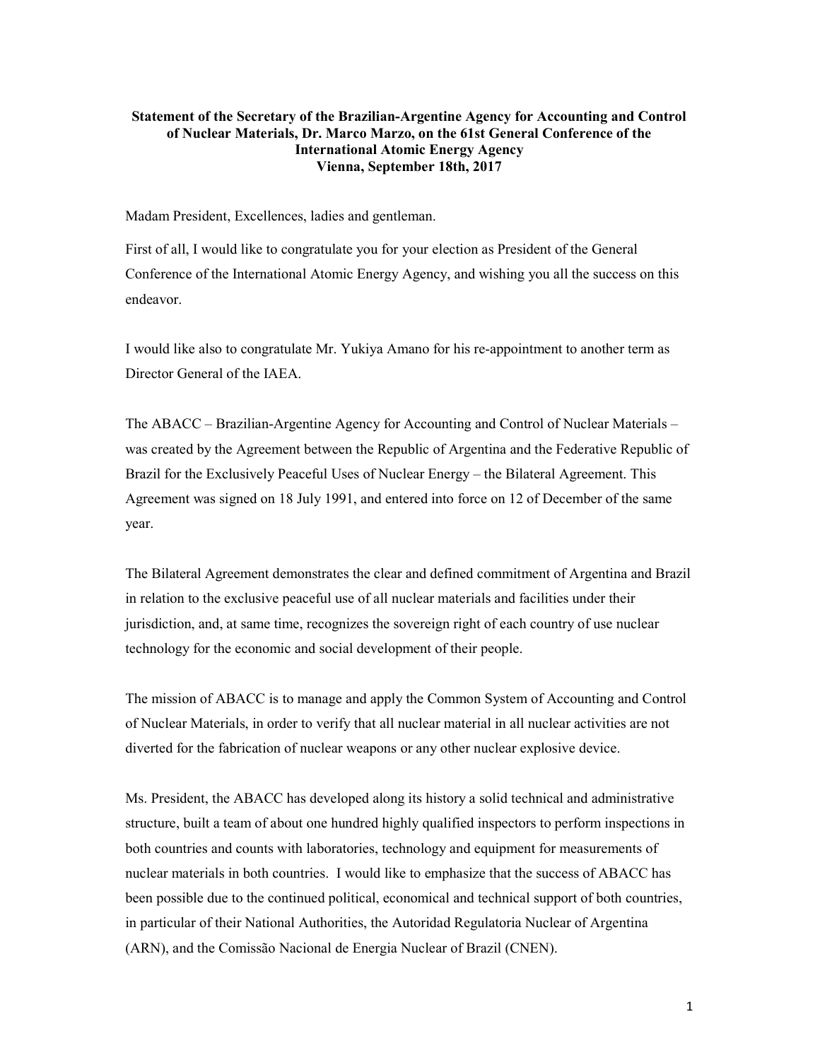**Statement of the Secretary of the Brazilian-Argentine Agency for Accounting and Control of Nuclear Materials, Dr. Marco Marzo, on the 61st General Conference of the International Atomic Energy Agency**
**Vienna, September 18th, 2017**

Madam President, Excellences, ladies and gentleman.

First of all, I would like to congratulate you for your election as President of the General Conference of the International Atomic Energy Agency, and wishing you all the success on this endeavor.

I would like also to congratulate Mr. Yukiya Amano for his re-appointment to another term as Director General of the IAEA.

The ABACC – Brazilian-Argentine Agency for Accounting and Control of Nuclear Materials – was created by the Agreement between the Republic of Argentina and the Federative Republic of Brazil for the Exclusively Peaceful Uses of Nuclear Energy – the Bilateral Agreement. This Agreement was signed on 18 July 1991, and entered into force on 12 of December of the same year.

The Bilateral Agreement demonstrates the clear and defined commitment of Argentina and Brazil in relation to the exclusive peaceful use of all nuclear materials and facilities under their jurisdiction, and, at same time, recognizes the sovereign right of each country of use nuclear technology for the economic and social development of their people.

The mission of ABACC is to manage and apply the Common System of Accounting and Control of Nuclear Materials, in order to verify that all nuclear material in all nuclear activities are not diverted for the fabrication of nuclear weapons or any other nuclear explosive device.

Ms. President, the ABACC has developed along its history a solid technical and administrative structure, built a team of about one hundred highly qualified inspectors to perform inspections in both countries and counts with laboratories, technology and equipment for measurements of nuclear materials in both countries. I would like to emphasize that the success of ABACC has been possible due to the continued political, economical and technical support of both countries, in particular of their National Authorities, the Autoridad Regulatoria Nuclear of Argentina (ARN), and the Comissão Nacional de Energia Nuclear of Brazil (CNEN).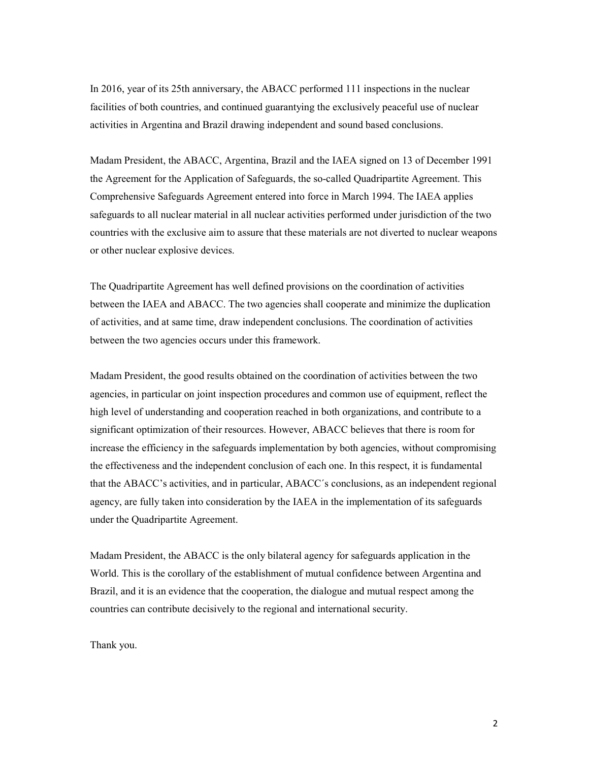In 2016, year of its 25th anniversary, the ABACC performed 111 inspections in the nuclear facilities of both countries, and continued guarantying the exclusively peaceful use of nuclear activities in Argentina and Brazil drawing independent and sound based conclusions.

Madam President, the ABACC, Argentina, Brazil and the IAEA signed on 13 of December 1991 the Agreement for the Application of Safeguards, the so-called Quadripartite Agreement. This Comprehensive Safeguards Agreement entered into force in March 1994. The IAEA applies safeguards to all nuclear material in all nuclear activities performed under jurisdiction of the two countries with the exclusive aim to assure that these materials are not diverted to nuclear weapons or other nuclear explosive devices.

The Quadripartite Agreement has well defined provisions on the coordination of activities between the IAEA and ABACC. The two agencies shall cooperate and minimize the duplication of activities, and at same time, draw independent conclusions. The coordination of activities between the two agencies occurs under this framework.

Madam President, the good results obtained on the coordination of activities between the two agencies, in particular on joint inspection procedures and common use of equipment, reflect the high level of understanding and cooperation reached in both organizations, and contribute to a significant optimization of their resources. However, ABACC believes that there is room for increase the efficiency in the safeguards implementation by both agencies, without compromising the effectiveness and the independent conclusion of each one. In this respect, it is fundamental that the ABACC's activities, and in particular, ABACC´s conclusions, as an independent regional agency, are fully taken into consideration by the IAEA in the implementation of its safeguards under the Quadripartite Agreement.

Madam President, the ABACC is the only bilateral agency for safeguards application in the World. This is the corollary of the establishment of mutual confidence between Argentina and Brazil, and it is an evidence that the cooperation, the dialogue and mutual respect among the countries can contribute decisively to the regional and international security.

Thank you.